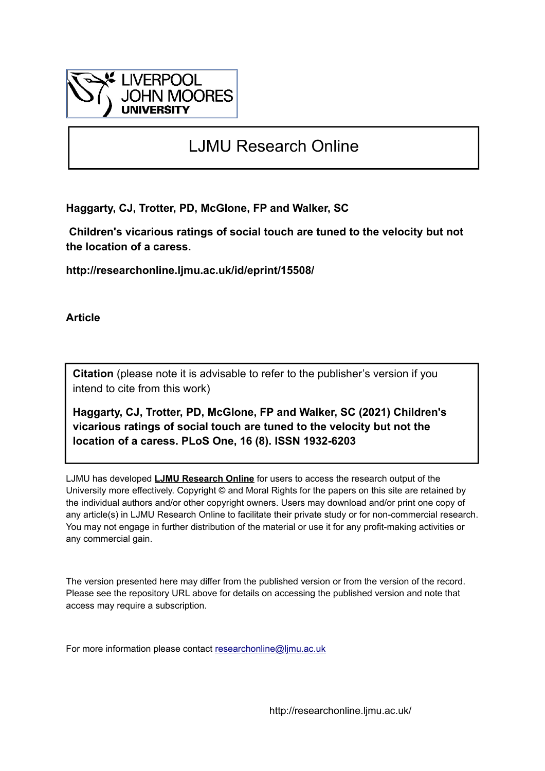LIVERPOOL JOHN MOORES UNIVERSITY

# LJMU Research Online

**Haggarty, CJ, Trotter, PD, McGlone, FP and Walker, SC**

**Children's vicarious ratings of social touch are tuned to the velocity but not the location of a caress.**

**http://researchonline.ljmu.ac.uk/id/eprint/15508/**

**Article**

**Citation** (please note it is advisable to refer to the publisher's version if you intend to cite from this work)

**Haggarty, CJ, Trotter, PD, McGlone, FP and Walker, SC (2021) Children's vicarious ratings of social touch are tuned to the velocity but not the location of a caress. PLoS One, 16 (8). ISSN 1932-6203**

LJMU has developed **LJMU Research Online** for users to access the research output of the University more effectively. Copyright © and Moral Rights for the papers on this site are retained by the individual authors and/or other copyright owners. Users may download and/or print one copy of any article(s) in LJMU Research Online to facilitate their private study or for non-commercial research. You may not engage in further distribution of the material or use it for any profit-making activities or any commercial gain.

The version presented here may differ from the published version or from the version of the record. Please see the repository URL above for details on accessing the published version and note that access may require a subscription.

For more information please contact researchonline@ljmu.ac.uk

http://researchonline.ljmu.ac.uk/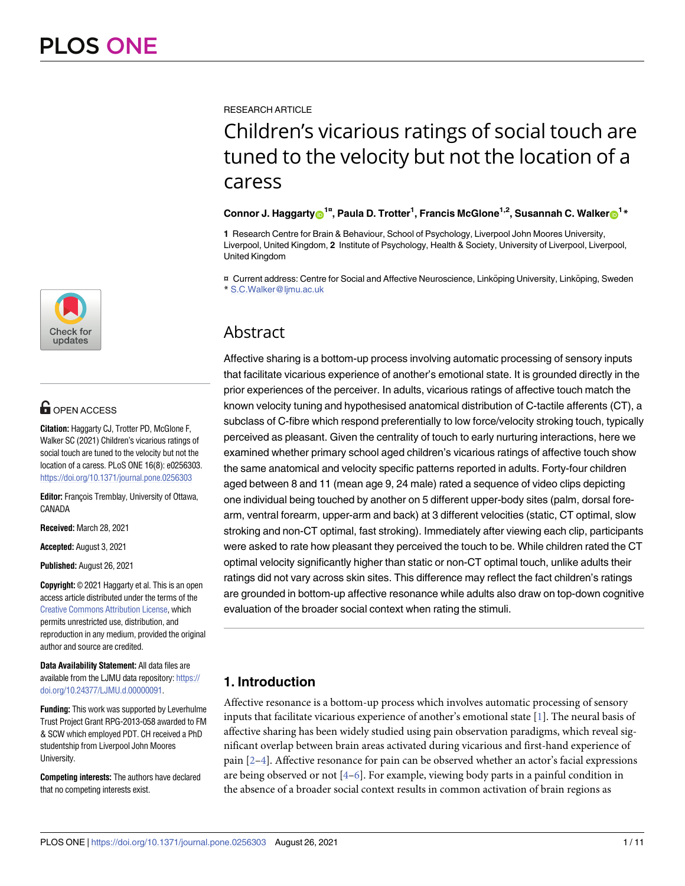RESEARCH ARTICLE

# Children's vicarious ratings of social touch are tuned to the velocity but not the location of a caress

**Connor J. Haggarty[1¤], Paula D. Trotter[1], Francis McGlone[1,2], Susannah C. Walker[1]***

**1** Research Centre for Brain & Behaviour, School of Psychology, Liverpool John Moores University, Liverpool, United Kingdom, **2** Institute of Psychology, Health & Society, University of Liverpool, Liverpool, United Kingdom

¤ Current address: Centre for Social and Affective Neuroscience, Linköping University, Linköping, Sweden
* S.C.Walker@ljmu.ac.uk

OPEN ACCESS

**Citation:** Haggarty CJ, Trotter PD, McGlone F, Walker SC (2021) Children's vicarious ratings of social touch are tuned to the velocity but not the location of a caress. PLoS ONE 16(8): e0256303. https://doi.org/10.1371/journal.pone.0256303

**Editor:** François Tremblay, University of Ottawa, CANADA

**Received:** March 28, 2021

**Accepted:** August 3, 2021

**Published:** August 26, 2021

**Copyright:** © 2021 Haggarty et al. This is an open access article distributed under the terms of the Creative Commons Attribution License, which permits unrestricted use, distribution, and reproduction in any medium, provided the original author and source are credited.

**Data Availability Statement:** All data files are available from the LJMU data repository: https://doi.org/10.24377/LJMU.d.00000091.

**Funding:** This work was supported by Leverhulme Trust Project Grant RPG-2013-058 awarded to FM & SCW which employed PDT. CH received a PhD studentship from Liverpool John Moores University.

**Competing interests:** The authors have declared that no competing interests exist.

## Abstract

Affective sharing is a bottom-up process involving automatic processing of sensory inputs that facilitate vicarious experience of another's emotional state. It is grounded directly in the prior experiences of the perceiver. In adults, vicarious ratings of affective touch match the known velocity tuning and hypothesised anatomical distribution of C-tactile afferents (CT), a subclass of C-fibre which respond preferentially to low force/velocity stroking touch, typically perceived as pleasant. Given the centrality of touch to early nurturing interactions, here we examined whether primary school aged children's vicarious ratings of affective touch show the same anatomical and velocity specific patterns reported in adults. Forty-four children aged between 8 and 11 (mean age 9, 24 male) rated a sequence of video clips depicting one individual being touched by another on 5 different upper-body sites (palm, dorsal forearm, ventral forearm, upper-arm and back) at 3 different velocities (static, CT optimal, slow stroking and non-CT optimal, fast stroking). Immediately after viewing each clip, participants were asked to rate how pleasant they perceived the touch to be. While children rated the CT optimal velocity significantly higher than static or non-CT optimal touch, unlike adults their ratings did not vary across skin sites. This difference may reflect the fact children's ratings are grounded in bottom-up affective resonance while adults also draw on top-down cognitive evaluation of the broader social context when rating the stimuli.

## 1. Introduction

Affective resonance is a bottom-up process which involves automatic processing of sensory inputs that facilitate vicarious experience of another's emotional state [1]. The neural basis of affective sharing has been widely studied using pain observation paradigms, which reveal significant overlap between brain areas activated during vicarious and first-hand experience of pain [2–4]. Affective resonance for pain can be observed whether an actor's facial expressions are being observed or not [4–6]. For example, viewing body parts in a painful condition in the absence of a broader social context results in common activation of brain regions as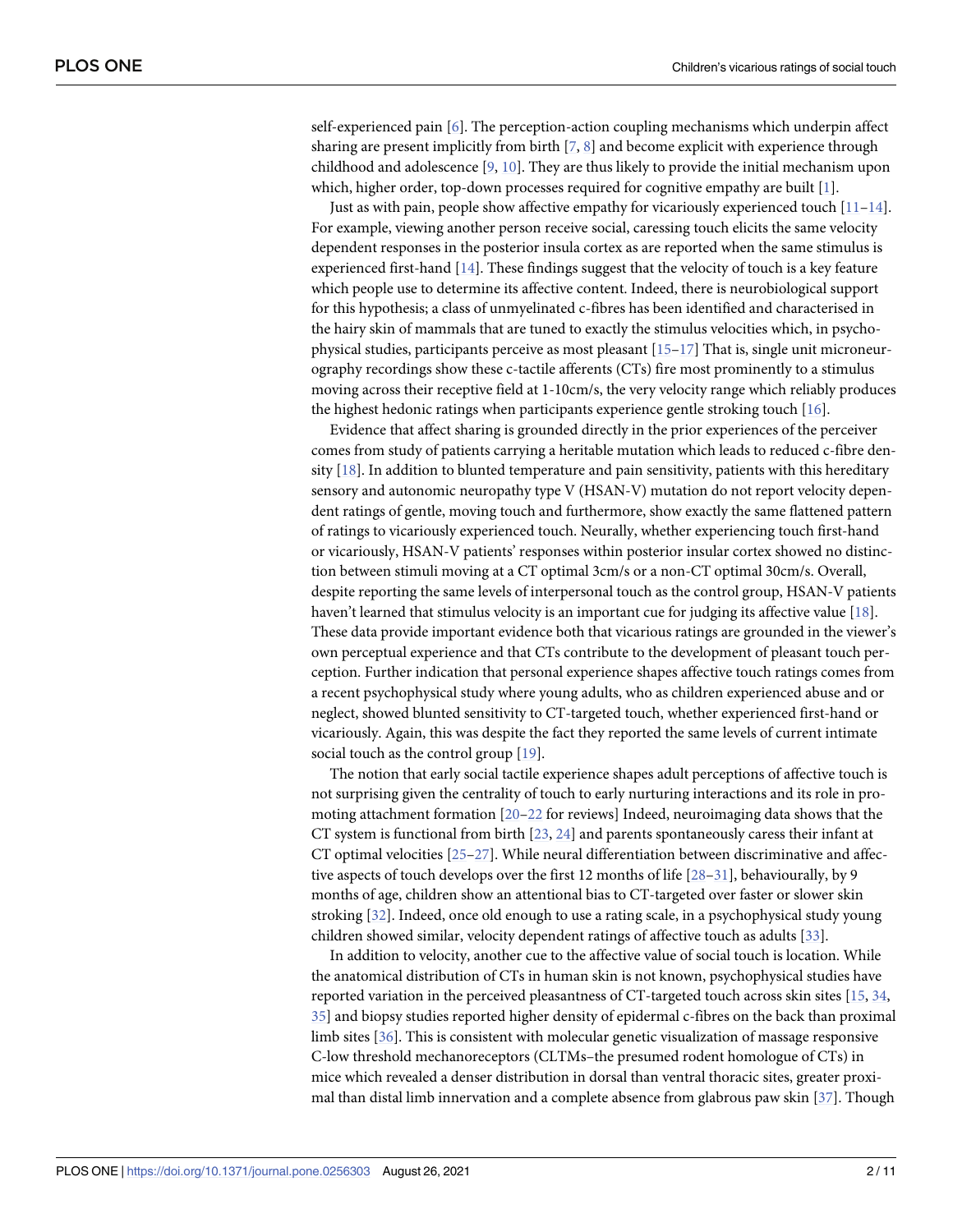self-experienced pain [6]. The perception-action coupling mechanisms which underpin affect sharing are present implicitly from birth [7, 8] and become explicit with experience through childhood and adolescence [9, 10]. They are thus likely to provide the initial mechanism upon which, higher order, top-down processes required for cognitive empathy are built [1].

Just as with pain, people show affective empathy for vicariously experienced touch [11–14]. For example, viewing another person receive social, caressing touch elicits the same velocity dependent responses in the posterior insula cortex as are reported when the same stimulus is experienced first-hand [14]. These findings suggest that the velocity of touch is a key feature which people use to determine its affective content. Indeed, there is neurobiological support for this hypothesis; a class of unmyelinated c-fibres has been identified and characterised in the hairy skin of mammals that are tuned to exactly the stimulus velocities which, in psychophysical studies, participants perceive as most pleasant [15–17] That is, single unit microneurography recordings show these c-tactile afferents (CTs) fire most prominently to a stimulus moving across their receptive field at 1-10cm/s, the very velocity range which reliably produces the highest hedonic ratings when participants experience gentle stroking touch [16].

Evidence that affect sharing is grounded directly in the prior experiences of the perceiver comes from study of patients carrying a heritable mutation which leads to reduced c-fibre density [18]. In addition to blunted temperature and pain sensitivity, patients with this hereditary sensory and autonomic neuropathy type V (HSAN-V) mutation do not report velocity dependent ratings of gentle, moving touch and furthermore, show exactly the same flattened pattern of ratings to vicariously experienced touch. Neurally, whether experiencing touch first-hand or vicariously, HSAN-V patients' responses within posterior insular cortex showed no distinction between stimuli moving at a CT optimal 3cm/s or a non-CT optimal 30cm/s. Overall, despite reporting the same levels of interpersonal touch as the control group, HSAN-V patients haven't learned that stimulus velocity is an important cue for judging its affective value [18]. These data provide important evidence both that vicarious ratings are grounded in the viewer's own perceptual experience and that CTs contribute to the development of pleasant touch perception. Further indication that personal experience shapes affective touch ratings comes from a recent psychophysical study where young adults, who as children experienced abuse and or neglect, showed blunted sensitivity to CT-targeted touch, whether experienced first-hand or vicariously. Again, this was despite the fact they reported the same levels of current intimate social touch as the control group [19].

The notion that early social tactile experience shapes adult perceptions of affective touch is not surprising given the centrality of touch to early nurturing interactions and its role in promoting attachment formation [20–22 for reviews] Indeed, neuroimaging data shows that the CT system is functional from birth [23, 24] and parents spontaneously caress their infant at CT optimal velocities [25–27]. While neural differentiation between discriminative and affective aspects of touch develops over the first 12 months of life [28–31], behaviourally, by 9 months of age, children show an attentional bias to CT-targeted over faster or slower skin stroking [32]. Indeed, once old enough to use a rating scale, in a psychophysical study young children showed similar, velocity dependent ratings of affective touch as adults [33].

In addition to velocity, another cue to the affective value of social touch is location. While the anatomical distribution of CTs in human skin is not known, psychophysical studies have reported variation in the perceived pleasantness of CT-targeted touch across skin sites [15, 34, 35] and biopsy studies reported higher density of epidermal c-fibres on the back than proximal limb sites [36]. This is consistent with molecular genetic visualization of massage responsive C-low threshold mechanoreceptors (CLTMs–the presumed rodent homologue of CTs) in mice which revealed a denser distribution in dorsal than ventral thoracic sites, greater proximal than distal limb innervation and a complete absence from glabrous paw skin [37]. Though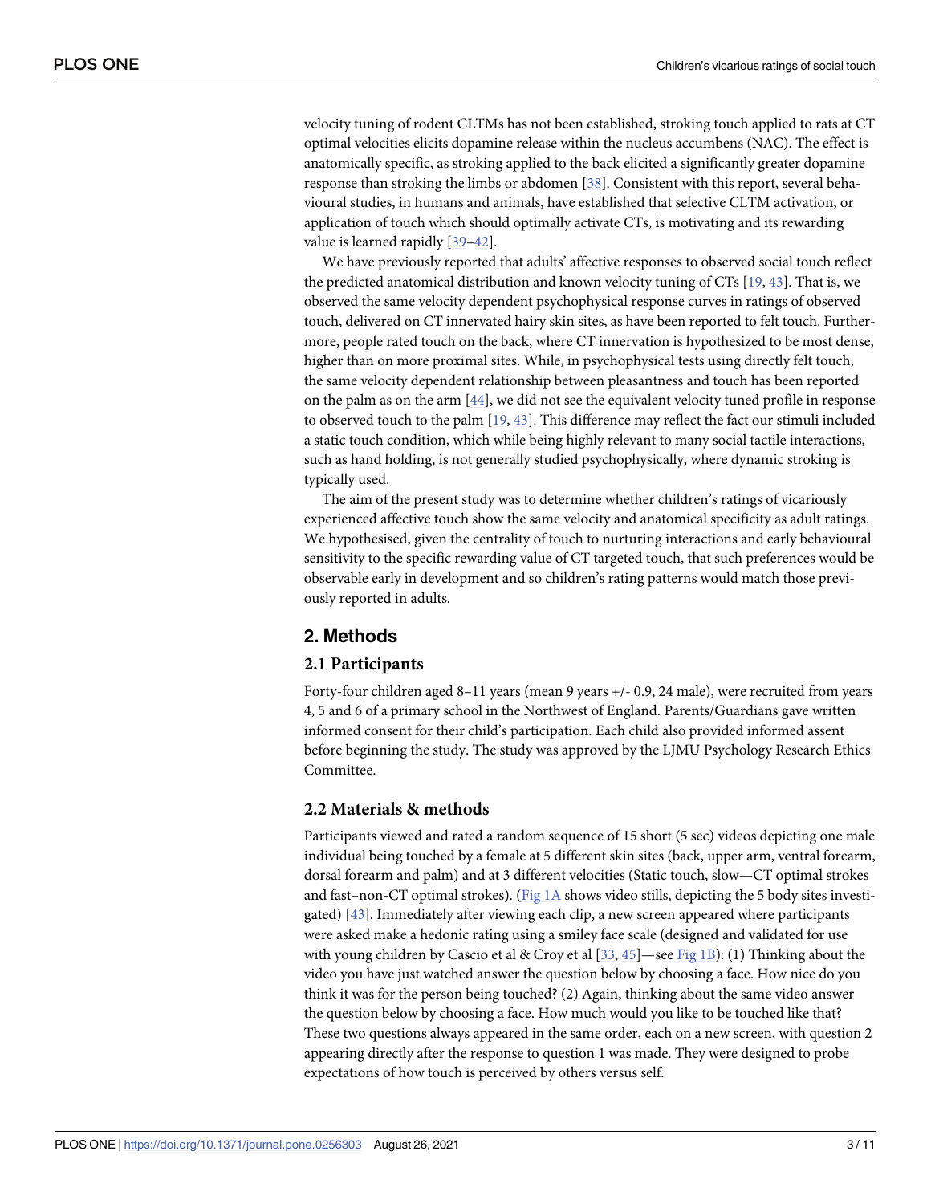velocity tuning of rodent CLTMs has not been established, stroking touch applied to rats at CT optimal velocities elicits dopamine release within the nucleus accumbens (NAC). The effect is anatomically specific, as stroking applied to the back elicited a significantly greater dopamine response than stroking the limbs or abdomen [38]. Consistent with this report, several behavioural studies, in humans and animals, have established that selective CLTM activation, or application of touch which should optimally activate CTs, is motivating and its rewarding value is learned rapidly [39–42].

We have previously reported that adults' affective responses to observed social touch reflect the predicted anatomical distribution and known velocity tuning of CTs [19, 43]. That is, we observed the same velocity dependent psychophysical response curves in ratings of observed touch, delivered on CT innervated hairy skin sites, as have been reported to felt touch. Furthermore, people rated touch on the back, where CT innervation is hypothesized to be most dense, higher than on more proximal sites. While, in psychophysical tests using directly felt touch, the same velocity dependent relationship between pleasantness and touch has been reported on the palm as on the arm [44], we did not see the equivalent velocity tuned profile in response to observed touch to the palm [19, 43]. This difference may reflect the fact our stimuli included a static touch condition, which while being highly relevant to many social tactile interactions, such as hand holding, is not generally studied psychophysically, where dynamic stroking is typically used.

The aim of the present study was to determine whether children's ratings of vicariously experienced affective touch show the same velocity and anatomical specificity as adult ratings. We hypothesised, given the centrality of touch to nurturing interactions and early behavioural sensitivity to the specific rewarding value of CT targeted touch, that such preferences would be observable early in development and so children's rating patterns would match those previously reported in adults.

## 2. Methods

### 2.1 Participants

Forty-four children aged 8–11 years (mean 9 years +/- 0.9, 24 male), were recruited from years 4, 5 and 6 of a primary school in the Northwest of England. Parents/Guardians gave written informed consent for their child's participation. Each child also provided informed assent before beginning the study. The study was approved by the LJMU Psychology Research Ethics Committee.

### 2.2 Materials & methods

Participants viewed and rated a random sequence of 15 short (5 sec) videos depicting one male individual being touched by a female at 5 different skin sites (back, upper arm, ventral forearm, dorsal forearm and palm) and at 3 different velocities (Static touch, slow—CT optimal strokes and fast–non-CT optimal strokes). (Fig 1A shows video stills, depicting the 5 body sites investigated) [43]. Immediately after viewing each clip, a new screen appeared where participants were asked make a hedonic rating using a smiley face scale (designed and validated for use with young children by Cascio et al & Croy et al [33, 45]—see Fig 1B): (1) Thinking about the video you have just watched answer the question below by choosing a face. How nice do you think it was for the person being touched? (2) Again, thinking about the same video answer the question below by choosing a face. How much would you like to be touched like that? These two questions always appeared in the same order, each on a new screen, with question 2 appearing directly after the response to question 1 was made. They were designed to probe expectations of how touch is perceived by others versus self.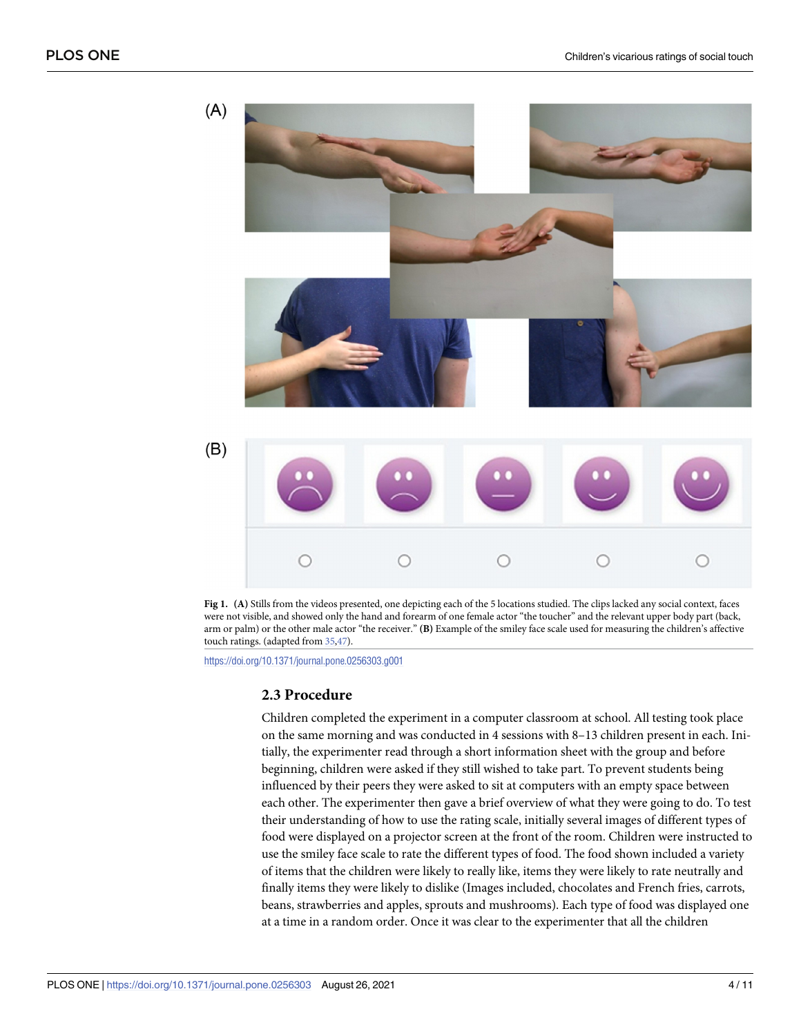**Fig 1.** **(A)** Stills from the videos presented, one depicting each of the 5 locations studied. The clips lacked any social context, faces were not visible, and showed only the hand and forearm of one female actor "the toucher" and the relevant upper body part (back, arm or palm) or the other male actor "the receiver." **(B)** Example of the smiley face scale used for measuring the children's affective touch ratings. (adapted from 35,47).

https://doi.org/10.1371/journal.pone.0256303.g001

### 2.3 Procedure

Children completed the experiment in a computer classroom at school. All testing took place on the same morning and was conducted in 4 sessions with 8–13 children present in each. Initially, the experimenter read through a short information sheet with the group and before beginning, children were asked if they still wished to take part. To prevent students being influenced by their peers they were asked to sit at computers with an empty space between each other. The experimenter then gave a brief overview of what they were going to do. To test their understanding of how to use the rating scale, initially several images of different types of food were displayed on a projector screen at the front of the room. Children were instructed to use the smiley face scale to rate the different types of food. The food shown included a variety of items that the children were likely to really like, items they were likely to rate neutrally and finally items they were likely to dislike (Images included, chocolates and French fries, carrots, beans, strawberries and apples, sprouts and mushrooms). Each type of food was displayed one at a time in a random order. Once it was clear to the experimenter that all the children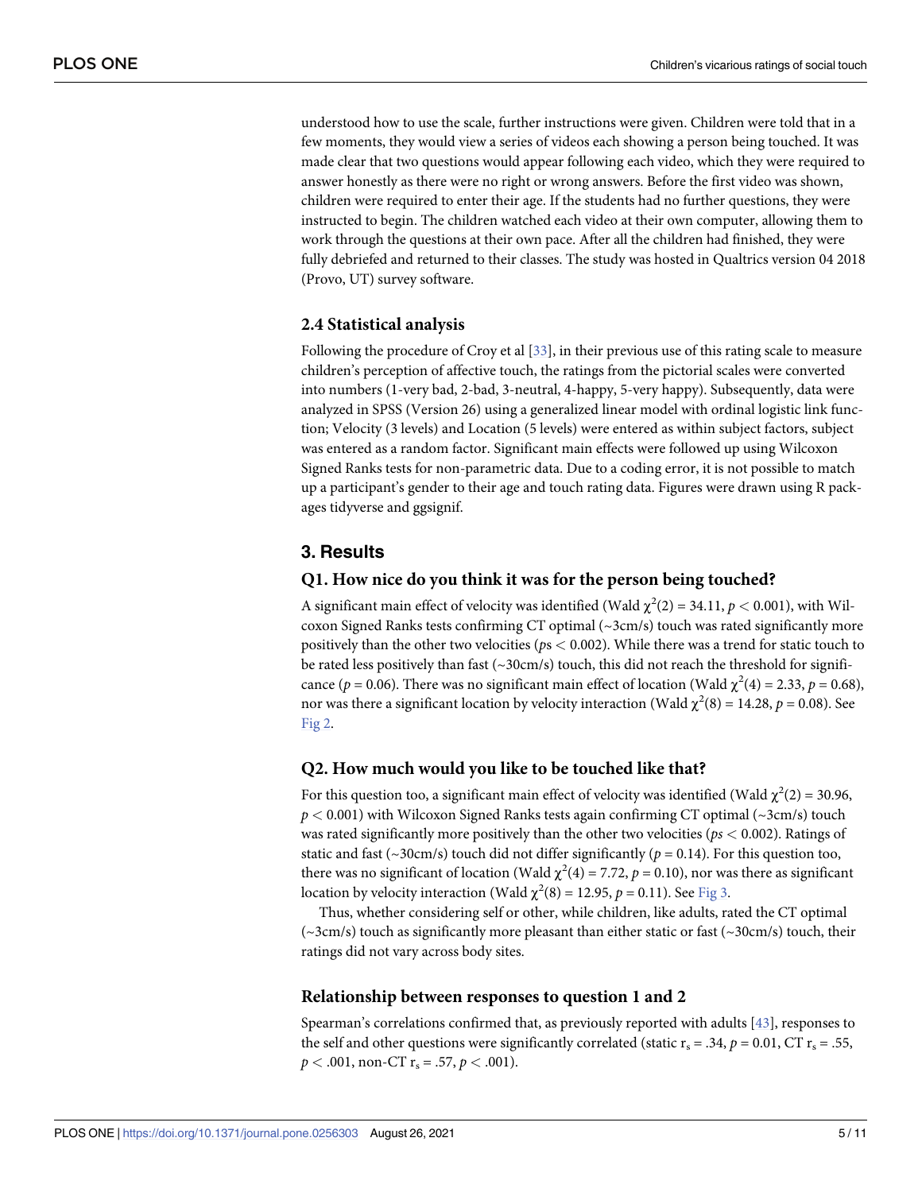understood how to use the scale, further instructions were given. Children were told that in a few moments, they would view a series of videos each showing a person being touched. It was made clear that two questions would appear following each video, which they were required to answer honestly as there were no right or wrong answers. Before the first video was shown, children were required to enter their age. If the students had no further questions, they were instructed to begin. The children watched each video at their own computer, allowing them to work through the questions at their own pace. After all the children had finished, they were fully debriefed and returned to their classes. The study was hosted in Qualtrics version 04 2018 (Provo, UT) survey software.

### 2.4 Statistical analysis

Following the procedure of Croy et al [33], in their previous use of this rating scale to measure children's perception of affective touch, the ratings from the pictorial scales were converted into numbers (1-very bad, 2-bad, 3-neutral, 4-happy, 5-very happy). Subsequently, data were analyzed in SPSS (Version 26) using a generalized linear model with ordinal logistic link function; Velocity (3 levels) and Location (5 levels) were entered as within subject factors, subject was entered as a random factor. Significant main effects were followed up using Wilcoxon Signed Ranks tests for non-parametric data. Due to a coding error, it is not possible to match up a participant's gender to their age and touch rating data. Figures were drawn using R packages tidyverse and ggsignif.

## 3. Results

### Q1. How nice do you think it was for the person being touched?

A significant main effect of velocity was identified (Wald $\chi^2(2) = 34.11$, $p < 0.001$), with Wilcoxon Signed Ranks tests confirming CT optimal (~3cm/s) touch was rated significantly more positively than the other two velocities ($p$s $< 0.002$). While there was a trend for static touch to be rated less positively than fast (~30cm/s) touch, this did not reach the threshold for significance ($p = 0.06$). There was no significant main effect of location (Wald $\chi^2(4) = 2.33$, $p = 0.68$), nor was there a significant location by velocity interaction (Wald $\chi^2(8) = 14.28$, $p = 0.08$). See Fig 2.

### Q2. How much would you like to be touched like that?

For this question too, a significant main effect of velocity was identified (Wald $\chi^2(2) = 30.96$, $p < 0.001$) with Wilcoxon Signed Ranks tests again confirming CT optimal (~3cm/s) touch was rated significantly more positively than the other two velocities ($ps < 0.002$). Ratings of static and fast (~30cm/s) touch did not differ significantly ($p = 0.14$). For this question too, there was no significant of location (Wald $\chi^2(4) = 7.72$, $p = 0.10$), nor was there as significant location by velocity interaction (Wald $\chi^2(8) = 12.95$, $p = 0.11$). See Fig 3.

Thus, whether considering self or other, while children, like adults, rated the CT optimal (~3cm/s) touch as significantly more pleasant than either static or fast (~30cm/s) touch, their ratings did not vary across body sites.

### Relationship between responses to question 1 and 2

Spearman's correlations confirmed that, as previously reported with adults [43], responses to the self and other questions were significantly correlated (static $r_s = .34$, $p = 0.01$, CT $r_s = .55$, $p < .001$, non-CT $r_s = .57$, $p < .001$).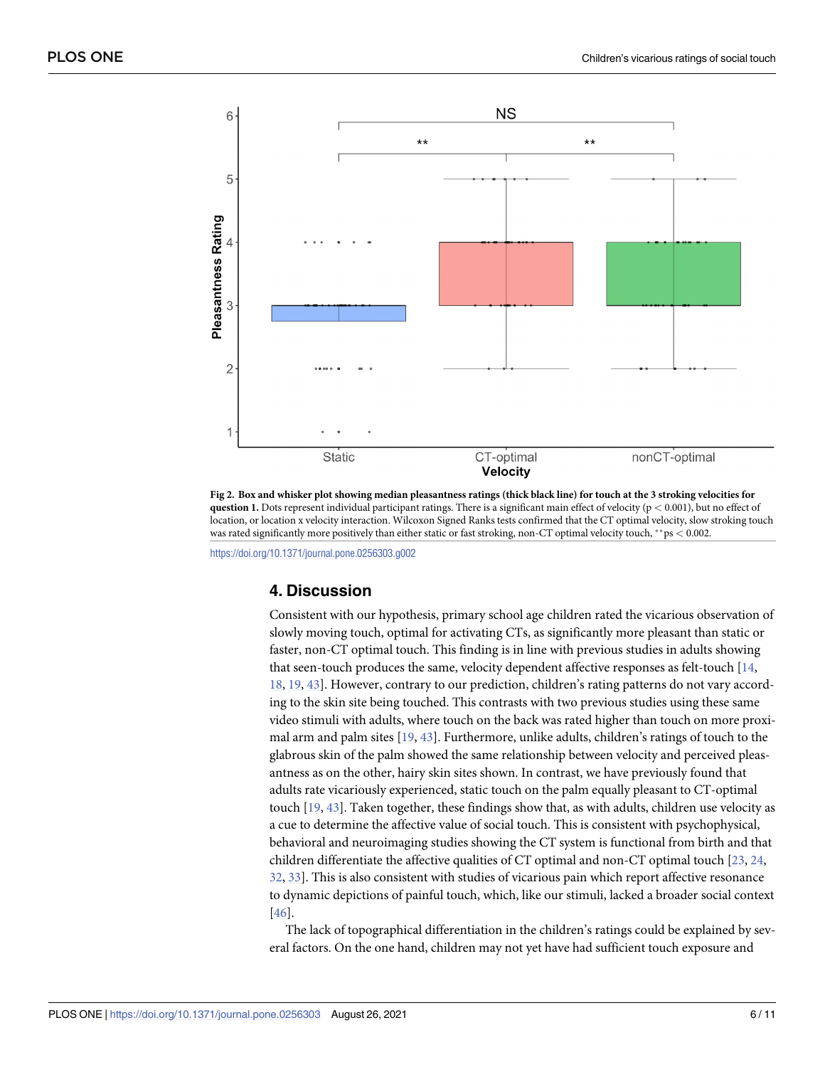**Fig 2. Box and whisker plot showing median pleasantness ratings (thick black line) for touch at the 3 stroking velocities for question 1.** Dots represent individual participant ratings. There is a significant main effect of velocity ($p < 0.001$), but no effect of location, or location x velocity interaction. Wilcoxon Signed Ranks tests confirmed that the CT optimal velocity, slow stroking touch was rated significantly more positively than either static or fast stroking, non-CT optimal velocity touch, $^{**}$ps $< 0.002$.

https://doi.org/10.1371/journal.pone.0256303.g002

## 4. Discussion

Consistent with our hypothesis, primary school age children rated the vicarious observation of slowly moving touch, optimal for activating CTs, as significantly more pleasant than static or faster, non-CT optimal touch. This finding is in line with previous studies in adults showing that seen-touch produces the same, velocity dependent affective responses as felt-touch [14, 18, 19, 43]. However, contrary to our prediction, children's rating patterns do not vary according to the skin site being touched. This contrasts with two previous studies using these same video stimuli with adults, where touch on the back was rated higher than touch on more proximal arm and palm sites [19, 43]. Furthermore, unlike adults, children's ratings of touch to the glabrous skin of the palm showed the same relationship between velocity and perceived pleasantness as on the other, hairy skin sites shown. In contrast, we have previously found that adults rate vicariously experienced, static touch on the palm equally pleasant to CT-optimal touch [19, 43]. Taken together, these findings show that, as with adults, children use velocity as a cue to determine the affective value of social touch. This is consistent with psychophysical, behavioral and neuroimaging studies showing the CT system is functional from birth and that children differentiate the affective qualities of CT optimal and non-CT optimal touch [23, 24, 32, 33]. This is also consistent with studies of vicarious pain which report affective resonance to dynamic depictions of painful touch, which, like our stimuli, lacked a broader social context [46].

The lack of topographical differentiation in the children's ratings could be explained by several factors. On the one hand, children may not yet have had sufficient touch exposure and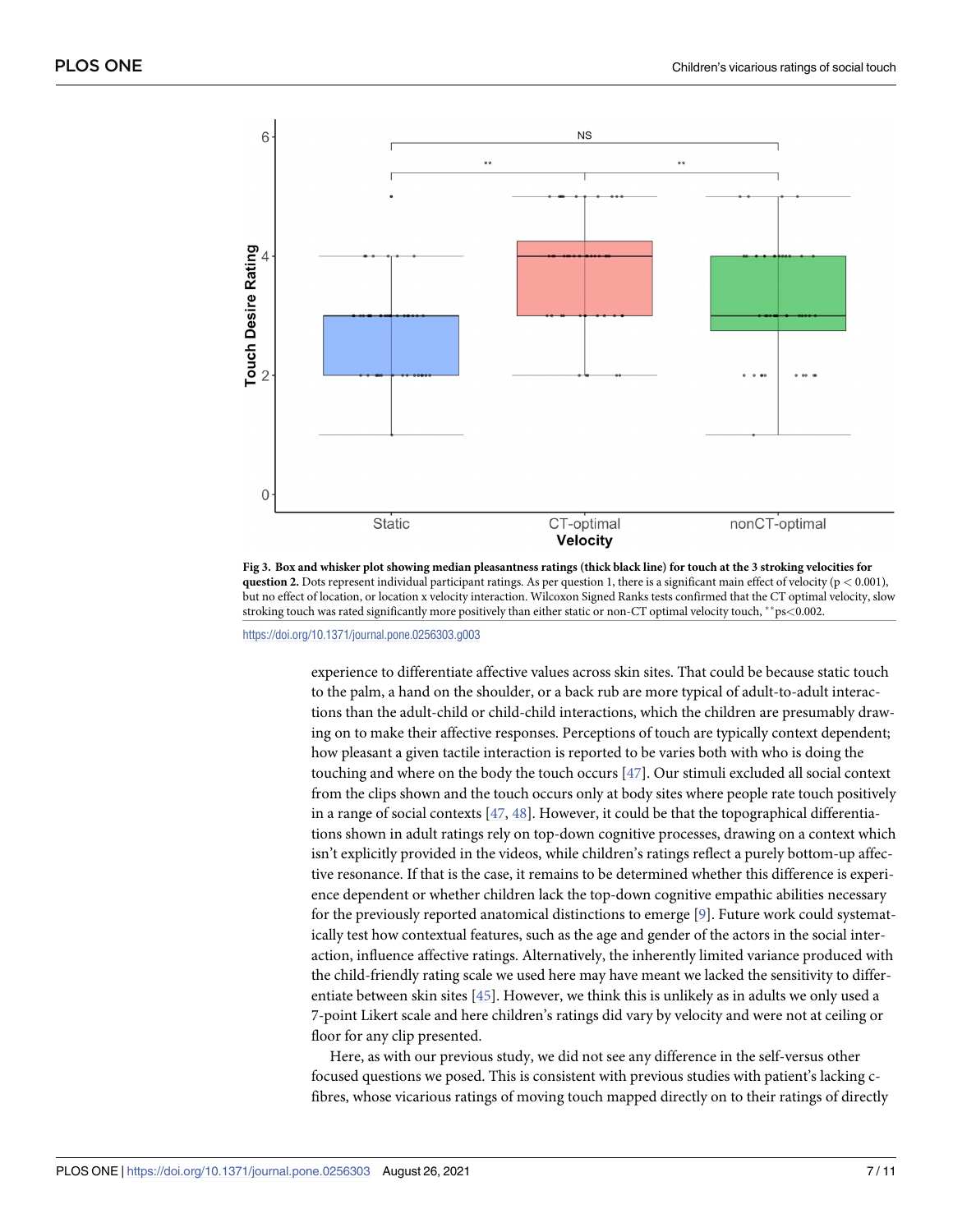**Fig 3. Box and whisker plot showing median pleasantness ratings (thick black line) for touch at the 3 stroking velocities for question 2.** Dots represent individual participant ratings. As per question 1, there is a significant main effect of velocity ($p < 0.001$), but no effect of location, or location x velocity interaction. Wilcoxon Signed Ranks tests confirmed that the CT optimal velocity, slow stroking touch was rated significantly more positively than either static or non-CT optimal velocity touch, **ps<0.002.

https://doi.org/10.1371/journal.pone.0256303.g003

experience to differentiate affective values across skin sites. That could be because static touch to the palm, a hand on the shoulder, or a back rub are more typical of adult-to-adult interactions than the adult-child or child-child interactions, which the children are presumably drawing on to make their affective responses. Perceptions of touch are typically context dependent; how pleasant a given tactile interaction is reported to be varies both with who is doing the touching and where on the body the touch occurs [47]. Our stimuli excluded all social context from the clips shown and the touch occurs only at body sites where people rate touch positively in a range of social contexts [47, 48]. However, it could be that the topographical differentiations shown in adult ratings rely on top-down cognitive processes, drawing on a context which isn't explicitly provided in the videos, while children's ratings reflect a purely bottom-up affective resonance. If that is the case, it remains to be determined whether this difference is experience dependent or whether children lack the top-down cognitive empathic abilities necessary for the previously reported anatomical distinctions to emerge [9]. Future work could systematically test how contextual features, such as the age and gender of the actors in the social interaction, influence affective ratings. Alternatively, the inherently limited variance produced with the child-friendly rating scale we used here may have meant we lacked the sensitivity to differentiate between skin sites [45]. However, we think this is unlikely as in adults we only used a 7-point Likert scale and here children's ratings did vary by velocity and were not at ceiling or floor for any clip presented.

Here, as with our previous study, we did not see any difference in the self-versus other focused questions we posed. This is consistent with previous studies with patient's lacking c-fibres, whose vicarious ratings of moving touch mapped directly on to their ratings of directly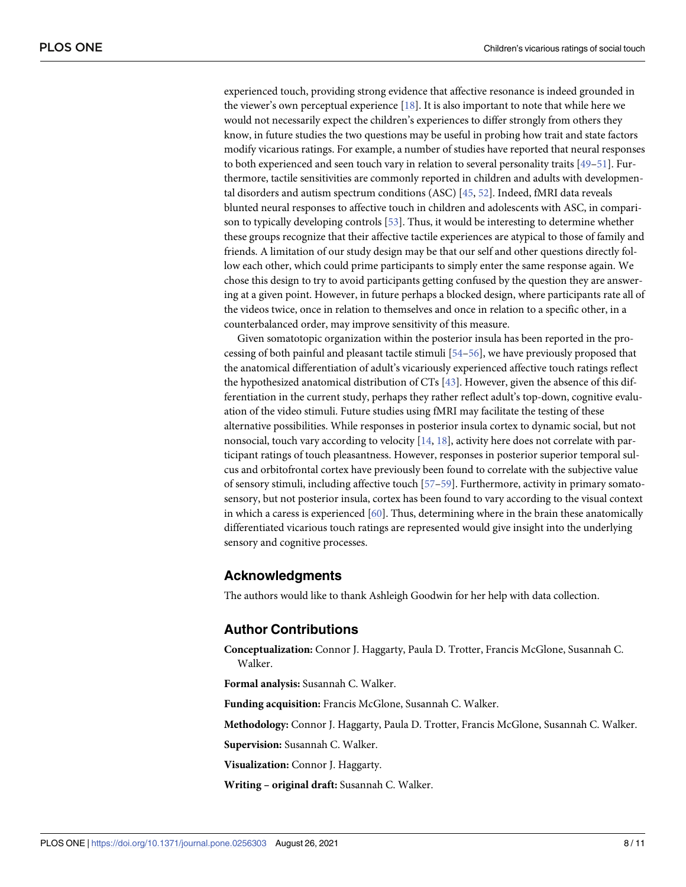experienced touch, providing strong evidence that affective resonance is indeed grounded in the viewer's own perceptual experience [18]. It is also important to note that while here we would not necessarily expect the children's experiences to differ strongly from others they know, in future studies the two questions may be useful in probing how trait and state factors modify vicarious ratings. For example, a number of studies have reported that neural responses to both experienced and seen touch vary in relation to several personality traits [49–51]. Furthermore, tactile sensitivities are commonly reported in children and adults with developmental disorders and autism spectrum conditions (ASC) [45, 52]. Indeed, fMRI data reveals blunted neural responses to affective touch in children and adolescents with ASC, in comparison to typically developing controls [53]. Thus, it would be interesting to determine whether these groups recognize that their affective tactile experiences are atypical to those of family and friends. A limitation of our study design may be that our self and other questions directly follow each other, which could prime participants to simply enter the same response again. We chose this design to try to avoid participants getting confused by the question they are answering at a given point. However, in future perhaps a blocked design, where participants rate all of the videos twice, once in relation to themselves and once in relation to a specific other, in a counterbalanced order, may improve sensitivity of this measure.

Given somatotopic organization within the posterior insula has been reported in the processing of both painful and pleasant tactile stimuli [54–56], we have previously proposed that the anatomical differentiation of adult's vicariously experienced affective touch ratings reflect the hypothesized anatomical distribution of CTs [43]. However, given the absence of this differentiation in the current study, perhaps they rather reflect adult's top-down, cognitive evaluation of the video stimuli. Future studies using fMRI may facilitate the testing of these alternative possibilities. While responses in posterior insula cortex to dynamic social, but not nonsocial, touch vary according to velocity [14, 18], activity here does not correlate with participant ratings of touch pleasantness. However, responses in posterior superior temporal sulcus and orbitofrontal cortex have previously been found to correlate with the subjective value of sensory stimuli, including affective touch [57–59]. Furthermore, activity in primary somatosensory, but not posterior insula, cortex has been found to vary according to the visual context in which a caress is experienced [60]. Thus, determining where in the brain these anatomically differentiated vicarious touch ratings are represented would give insight into the underlying sensory and cognitive processes.

## Acknowledgments

The authors would like to thank Ashleigh Goodwin for her help with data collection.

## Author Contributions

**Conceptualization:** Connor J. Haggarty, Paula D. Trotter, Francis McGlone, Susannah C. Walker.

**Formal analysis:** Susannah C. Walker.

**Funding acquisition:** Francis McGlone, Susannah C. Walker.

**Methodology:** Connor J. Haggarty, Paula D. Trotter, Francis McGlone, Susannah C. Walker.

**Supervision:** Susannah C. Walker.

**Visualization:** Connor J. Haggarty.

**Writing – original draft:** Susannah C. Walker.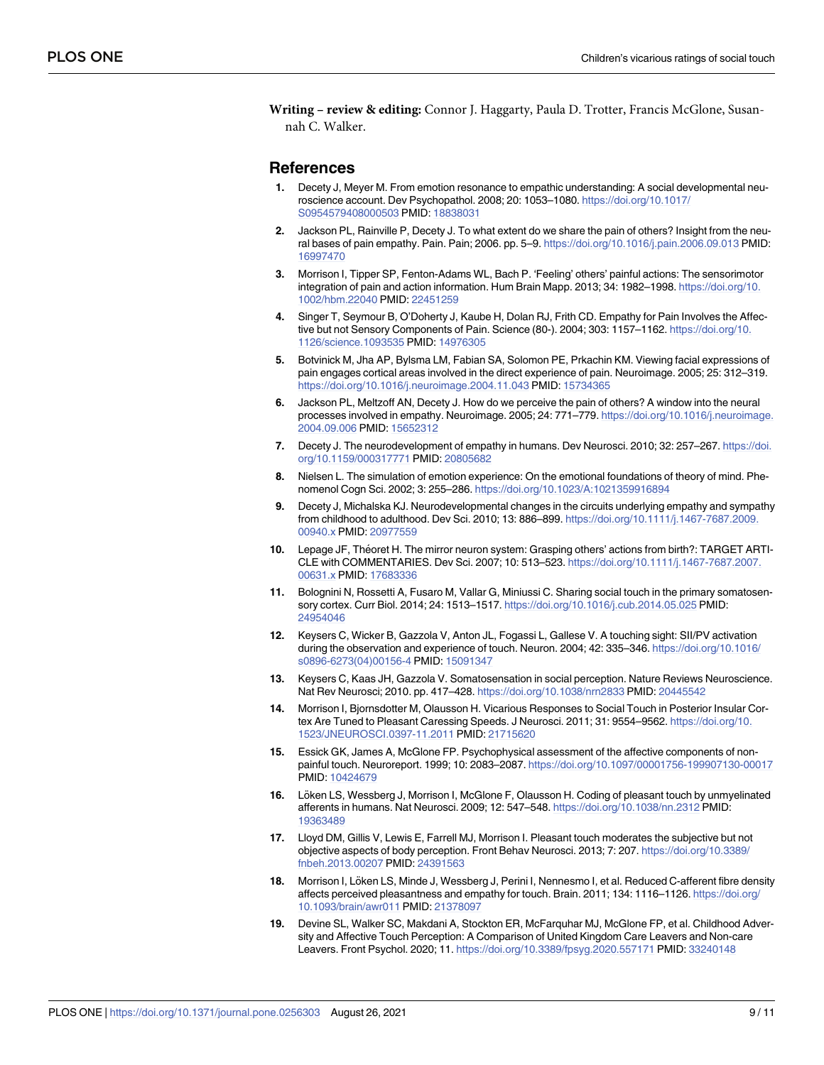**Writing – review & editing:** Connor J. Haggarty, Paula D. Trotter, Francis McGlone, Susannah C. Walker.

## References

1. Decety J, Meyer M. From emotion resonance to empathic understanding: A social developmental neuroscience account. Dev Psychopathol. 2008; 20: 1053–1080. https://doi.org/10.1017/S0954579408000503 PMID: 18838031
2. Jackson PL, Rainville P, Decety J. To what extent do we share the pain of others? Insight from the neural bases of pain empathy. Pain. Pain; 2006. pp. 5–9. https://doi.org/10.1016/j.pain.2006.09.013 PMID: 16997470
3. Morrison I, Tipper SP, Fenton-Adams WL, Bach P. 'Feeling' others' painful actions: The sensorimotor integration of pain and action information. Hum Brain Mapp. 2013; 34: 1982–1998. https://doi.org/10.1002/hbm.22040 PMID: 22451259
4. Singer T, Seymour B, O'Doherty J, Kaube H, Dolan RJ, Frith CD. Empathy for Pain Involves the Affective but not Sensory Components of Pain. Science (80-). 2004; 303: 1157–1162. https://doi.org/10.1126/science.1093535 PMID: 14976305
5. Botvinick M, Jha AP, Bylsma LM, Fabian SA, Solomon PE, Prkachin KM. Viewing facial expressions of pain engages cortical areas involved in the direct experience of pain. Neuroimage. 2005; 25: 312–319. https://doi.org/10.1016/j.neuroimage.2004.11.043 PMID: 15734365
6. Jackson PL, Meltzoff AN, Decety J. How do we perceive the pain of others? A window into the neural processes involved in empathy. Neuroimage. 2005; 24: 771–779. https://doi.org/10.1016/j.neuroimage.2004.09.006 PMID: 15652312
7. Decety J. The neurodevelopment of empathy in humans. Dev Neurosci. 2010; 32: 257–267. https://doi.org/10.1159/000317771 PMID: 20805682
8. Nielsen L. The simulation of emotion experience: On the emotional foundations of theory of mind. Phenomenol Cogn Sci. 2002; 3: 255–286. https://doi.org/10.1023/A:1021359916894
9. Decety J, Michalska KJ. Neurodevelopmental changes in the circuits underlying empathy and sympathy from childhood to adulthood. Dev Sci. 2010; 13: 886–899. https://doi.org/10.1111/j.1467-7687.2009.00940.x PMID: 20977559
10. Lepage JF, Théoret H. The mirror neuron system: Grasping others' actions from birth?: TARGET ARTICLE with COMMENTARIES. Dev Sci. 2007; 10: 513–523. https://doi.org/10.1111/j.1467-7687.2007.00631.x PMID: 17683336
11. Bolognini N, Rossetti A, Fusaro M, Vallar G, Miniussi C. Sharing social touch in the primary somatosensory cortex. Curr Biol. 2014; 24: 1513–1517. https://doi.org/10.1016/j.cub.2014.05.025 PMID: 24954046
12. Keysers C, Wicker B, Gazzola V, Anton JL, Fogassi L, Gallese V. A touching sight: SII/PV activation during the observation and experience of touch. Neuron. 2004; 42: 335–346. https://doi.org/10.1016/s0896-6273(04)00156-4 PMID: 15091347
13. Keysers C, Kaas JH, Gazzola V. Somatosensation in social perception. Nature Reviews Neuroscience. Nat Rev Neurosci; 2010. pp. 417–428. https://doi.org/10.1038/nrn2833 PMID: 20445542
14. Morrison I, Bjornsdotter M, Olausson H. Vicarious Responses to Social Touch in Posterior Insular Cortex Are Tuned to Pleasant Caressing Speeds. J Neurosci. 2011; 31: 9554–9562. https://doi.org/10.1523/JNEUROSCI.0397-11.2011 PMID: 21715620
15. Essick GK, James A, McGlone FP. Psychophysical assessment of the affective components of non-painful touch. Neuroreport. 1999; 10: 2083–2087. https://doi.org/10.1097/00001756-199907130-00017 PMID: 10424679
16. Löken LS, Wessberg J, Morrison I, McGlone F, Olausson H. Coding of pleasant touch by unmyelinated afferents in humans. Nat Neurosci. 2009; 12: 547–548. https://doi.org/10.1038/nn.2312 PMID: 19363489
17. Lloyd DM, Gillis V, Lewis E, Farrell MJ, Morrison I. Pleasant touch moderates the subjective but not objective aspects of body perception. Front Behav Neurosci. 2013; 7: 207. https://doi.org/10.3389/fnbeh.2013.00207 PMID: 24391563
18. Morrison I, Löken LS, Minde J, Wessberg J, Perini I, Nennesmo I, et al. Reduced C-afferent fibre density affects perceived pleasantness and empathy for touch. Brain. 2011; 134: 1116–1126. https://doi.org/10.1093/brain/awr011 PMID: 21378097
19. Devine SL, Walker SC, Makdani A, Stockton ER, McFarquhar MJ, McGlone FP, et al. Childhood Adversity and Affective Touch Perception: A Comparison of United Kingdom Care Leavers and Non-care Leavers. Front Psychol. 2020; 11. https://doi.org/10.3389/fpsyg.2020.557171 PMID: 33240148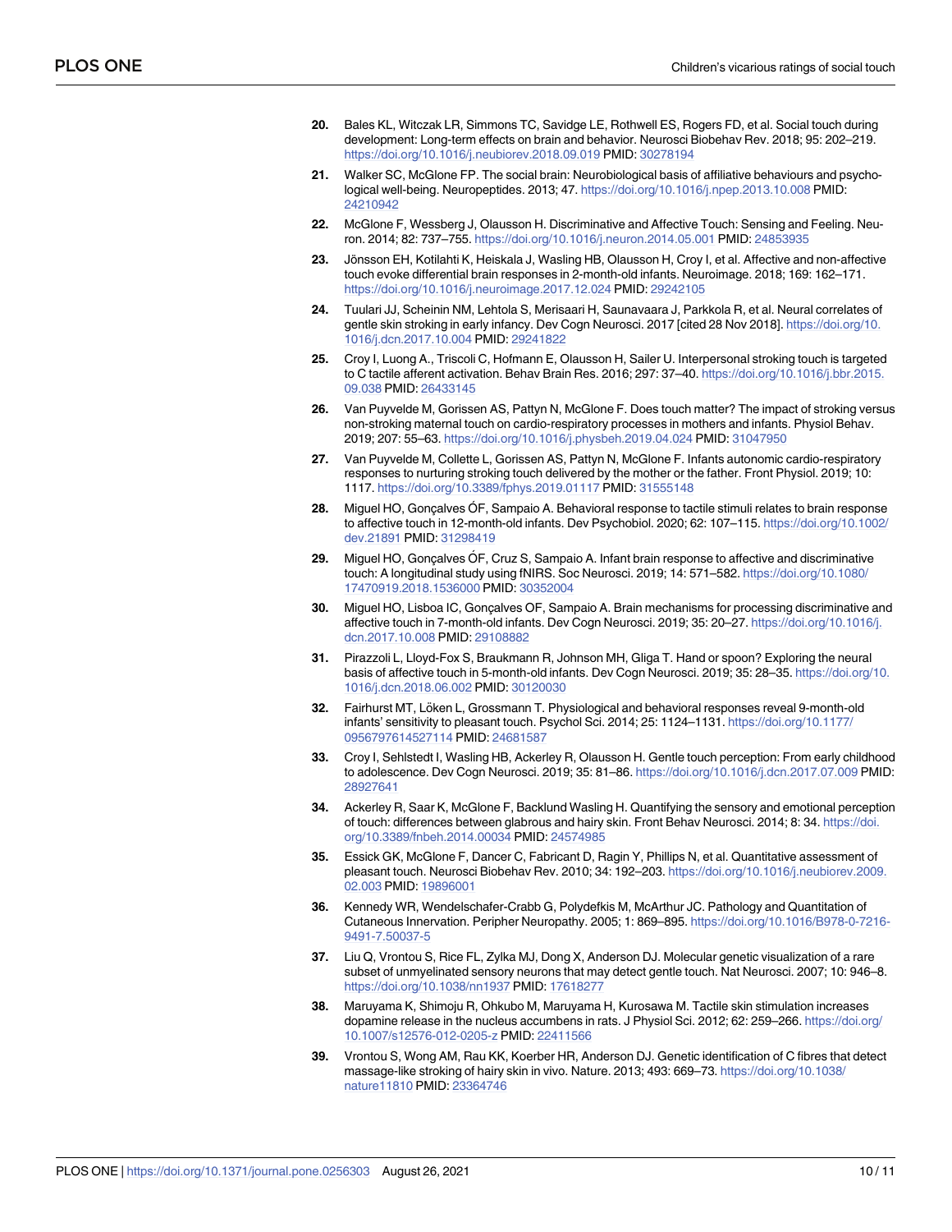20. Bales KL, Witczak LR, Simmons TC, Savidge LE, Rothwell ES, Rogers FD, et al. Social touch during development: Long-term effects on brain and behavior. Neurosci Biobehav Rev. 2018; 95: 202–219. https://doi.org/10.1016/j.neubiorev.2018.09.019 PMID: 30278194

21. Walker SC, McGlone FP. The social brain: Neurobiological basis of affiliative behaviours and psychological well-being. Neuropeptides. 2013; 47. https://doi.org/10.1016/j.npep.2013.10.008 PMID: 24210942

22. McGlone F, Wessberg J, Olausson H. Discriminative and Affective Touch: Sensing and Feeling. Neuron. 2014; 82: 737–755. https://doi.org/10.1016/j.neuron.2014.05.001 PMID: 24853935

23. Jönsson EH, Kotilahti K, Heiskala J, Wasling HB, Olausson H, Croy I, et al. Affective and non-affective touch evoke differential brain responses in 2-month-old infants. Neuroimage. 2018; 169: 162–171. https://doi.org/10.1016/j.neuroimage.2017.12.024 PMID: 29242105

24. Tuulari JJ, Scheinin NM, Lehtola S, Merisaari H, Saunavaara J, Parkkola R, et al. Neural correlates of gentle skin stroking in early infancy. Dev Cogn Neurosci. 2017 [cited 28 Nov 2018]. https://doi.org/10.1016/j.dcn.2017.10.004 PMID: 29241822

25. Croy I, Luong A., Triscoli C, Hofmann E, Olausson H, Sailer U. Interpersonal stroking touch is targeted to C tactile afferent activation. Behav Brain Res. 2016; 297: 37–40. https://doi.org/10.1016/j.bbr.2015.09.038 PMID: 26433145

26. Van Puyvelde M, Gorissen AS, Pattyn N, McGlone F. Does touch matter? The impact of stroking versus non-stroking maternal touch on cardio-respiratory processes in mothers and infants. Physiol Behav. 2019; 207: 55–63. https://doi.org/10.1016/j.physbeh.2019.04.024 PMID: 31047950

27. Van Puyvelde M, Collette L, Gorissen AS, Pattyn N, McGlone F. Infants autonomic cardio-respiratory responses to nurturing stroking touch delivered by the mother or the father. Front Physiol. 2019; 10: 1117. https://doi.org/10.3389/fphys.2019.01117 PMID: 31555148

28. Miguel HO, Gonçalves ÓF, Sampaio A. Behavioral response to tactile stimuli relates to brain response to affective touch in 12-month-old infants. Dev Psychobiol. 2020; 62: 107–115. https://doi.org/10.1002/dev.21891 PMID: 31298419

29. Miguel HO, Gonçalves ÓF, Cruz S, Sampaio A. Infant brain response to affective and discriminative touch: A longitudinal study using fNIRS. Soc Neurosci. 2019; 14: 571–582. https://doi.org/10.1080/17470919.2018.1536000 PMID: 30352004

30. Miguel HO, Lisboa IC, Gonçalves OF, Sampaio A. Brain mechanisms for processing discriminative and affective touch in 7-month-old infants. Dev Cogn Neurosci. 2019; 35: 20–27. https://doi.org/10.1016/j.dcn.2017.10.008 PMID: 29108882

31. Pirazzoli L, Lloyd-Fox S, Braukmann R, Johnson MH, Gliga T. Hand or spoon? Exploring the neural basis of affective touch in 5-month-old infants. Dev Cogn Neurosci. 2019; 35: 28–35. https://doi.org/10.1016/j.dcn.2018.06.002 PMID: 30120030

32. Fairhurst MT, Löken L, Grossmann T. Physiological and behavioral responses reveal 9-month-old infants' sensitivity to pleasant touch. Psychol Sci. 2014; 25: 1124–1131. https://doi.org/10.1177/0956797614527114 PMID: 24681587

33. Croy I, Sehlstedt I, Wasling HB, Ackerley R, Olausson H. Gentle touch perception: From early childhood to adolescence. Dev Cogn Neurosci. 2019; 35: 81–86. https://doi.org/10.1016/j.dcn.2017.07.009 PMID: 28927641

34. Ackerley R, Saar K, McGlone F, Backlund Wasling H. Quantifying the sensory and emotional perception of touch: differences between glabrous and hairy skin. Front Behav Neurosci. 2014; 8: 34. https://doi.org/10.3389/fnbeh.2014.00034 PMID: 24574985

35. Essick GK, McGlone F, Dancer C, Fabricant D, Ragin Y, Phillips N, et al. Quantitative assessment of pleasant touch. Neurosci Biobehav Rev. 2010; 34: 192–203. https://doi.org/10.1016/j.neubiorev.2009.02.003 PMID: 19896001

36. Kennedy WR, Wendelschafer-Crabb G, Polydefkis M, McArthur JC. Pathology and Quantitation of Cutaneous Innervation. Peripher Neuropathy. 2005; 1: 869–895. https://doi.org/10.1016/B978-0-7216-9491-7.50037-5

37. Liu Q, Vrontou S, Rice FL, Zylka MJ, Dong X, Anderson DJ. Molecular genetic visualization of a rare subset of unmyelinated sensory neurons that may detect gentle touch. Nat Neurosci. 2007; 10: 946–8. https://doi.org/10.1038/nn1937 PMID: 17618277

38. Maruyama K, Shimoju R, Ohkubo M, Maruyama H, Kurosawa M. Tactile skin stimulation increases dopamine release in the nucleus accumbens in rats. J Physiol Sci. 2012; 62: 259–266. https://doi.org/10.1007/s12576-012-0205-z PMID: 22411566

39. Vrontou S, Wong AM, Rau KK, Koerber HR, Anderson DJ. Genetic identification of C fibres that detect massage-like stroking of hairy skin in vivo. Nature. 2013; 493: 669–73. https://doi.org/10.1038/nature11810 PMID: 23364746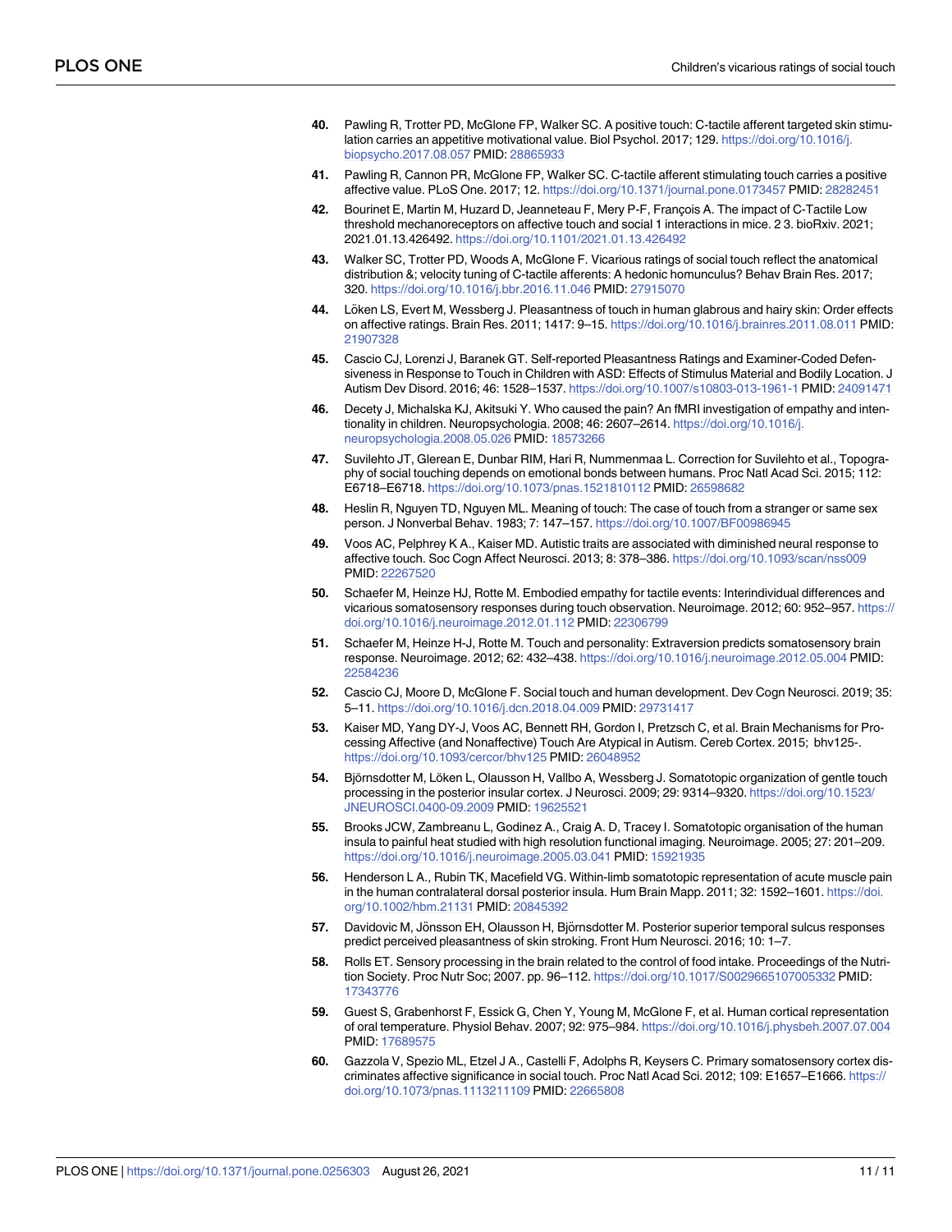40. Pawling R, Trotter PD, McGlone FP, Walker SC. A positive touch: C-tactile afferent targeted skin stimulation carries an appetitive motivational value. Biol Psychol. 2017; 129. https://doi.org/10.1016/j.biopsycho.2017.08.057 PMID: 28865933

41. Pawling R, Cannon PR, McGlone FP, Walker SC. C-tactile afferent stimulating touch carries a positive affective value. PLoS One. 2017; 12. https://doi.org/10.1371/journal.pone.0173457 PMID: 28282451

42. Bourinet E, Martin M, Huzard D, Jeanneteau F, Mery P-F, François A. The impact of C-Tactile Low threshold mechanoreceptors on affective touch and social 1 interactions in mice. 2 3. bioRxiv. 2021; 2021.01.13.426492. https://doi.org/10.1101/2021.01.13.426492

43. Walker SC, Trotter PD, Woods A, McGlone F. Vicarious ratings of social touch reflect the anatomical distribution &; velocity tuning of C-tactile afferents: A hedonic homunculus? Behav Brain Res. 2017; 320. https://doi.org/10.1016/j.bbr.2016.11.046 PMID: 27915070

44. Löken LS, Evert M, Wessberg J. Pleasantness of touch in human glabrous and hairy skin: Order effects on affective ratings. Brain Res. 2011; 1417: 9–15. https://doi.org/10.1016/j.brainres.2011.08.011 PMID: 21907328

45. Cascio CJ, Lorenzi J, Baranek GT. Self-reported Pleasantness Ratings and Examiner-Coded Defensiveness in Response to Touch in Children with ASD: Effects of Stimulus Material and Bodily Location. J Autism Dev Disord. 2016; 46: 1528–1537. https://doi.org/10.1007/s10803-013-1961-1 PMID: 24091471

46. Decety J, Michalska KJ, Akitsuki Y. Who caused the pain? An fMRI investigation of empathy and intentionality in children. Neuropsychologia. 2008; 46: 2607–2614. https://doi.org/10.1016/j.neuropsychologia.2008.05.026 PMID: 18573266

47. Suvilehto JT, Glerean E, Dunbar RIM, Hari R, Nummenmaa L. Correction for Suvilehto et al., Topography of social touching depends on emotional bonds between humans. Proc Natl Acad Sci. 2015; 112: E6718–E6718. https://doi.org/10.1073/pnas.1521810112 PMID: 26598682

48. Heslin R, Nguyen TD, Nguyen ML. Meaning of touch: The case of touch from a stranger or same sex person. J Nonverbal Behav. 1983; 7: 147–157. https://doi.org/10.1007/BF00986945

49. Voos AC, Pelphrey K A., Kaiser MD. Autistic traits are associated with diminished neural response to affective touch. Soc Cogn Affect Neurosci. 2013; 8: 378–386. https://doi.org/10.1093/scan/nss009 PMID: 22267520

50. Schaefer M, Heinze HJ, Rotte M. Embodied empathy for tactile events: Interindividual differences and vicarious somatosensory responses during touch observation. Neuroimage. 2012; 60: 952–957. https://doi.org/10.1016/j.neuroimage.2012.01.112 PMID: 22306799

51. Schaefer M, Heinze H-J, Rotte M. Touch and personality: Extraversion predicts somatosensory brain response. Neuroimage. 2012; 62: 432–438. https://doi.org/10.1016/j.neuroimage.2012.05.004 PMID: 22584236

52. Cascio CJ, Moore D, McGlone F. Social touch and human development. Dev Cogn Neurosci. 2019; 35: 5–11. https://doi.org/10.1016/j.dcn.2018.04.009 PMID: 29731417

53. Kaiser MD, Yang DY-J, Voos AC, Bennett RH, Gordon I, Pretzsch C, et al. Brain Mechanisms for Processing Affective (and Nonaffective) Touch Are Atypical in Autism. Cereb Cortex. 2015; bhv125-. https://doi.org/10.1093/cercor/bhv125 PMID: 26048952

54. Björnsdotter M, Löken L, Olausson H, Vallbo A, Wessberg J. Somatotopic organization of gentle touch processing in the posterior insular cortex. J Neurosci. 2009; 29: 9314–9320. https://doi.org/10.1523/JNEUROSCI.0400-09.2009 PMID: 19625521

55. Brooks JCW, Zambreanu L, Godinez A., Craig A. D, Tracey I. Somatotopic organisation of the human insula to painful heat studied with high resolution functional imaging. Neuroimage. 2005; 27: 201–209. https://doi.org/10.1016/j.neuroimage.2005.03.041 PMID: 15921935

56. Henderson L A., Rubin TK, Macefield VG. Within-limb somatotopic representation of acute muscle pain in the human contralateral dorsal posterior insula. Hum Brain Mapp. 2011; 32: 1592–1601. https://doi.org/10.1002/hbm.21131 PMID: 20845392

57. Davidovic M, Jönsson EH, Olausson H, Björnsdotter M. Posterior superior temporal sulcus responses predict perceived pleasantness of skin stroking. Front Hum Neurosci. 2016; 10: 1–7.

58. Rolls ET. Sensory processing in the brain related to the control of food intake. Proceedings of the Nutrition Society. Proc Nutr Soc; 2007. pp. 96–112. https://doi.org/10.1017/S0029665107005332 PMID: 17343776

59. Guest S, Grabenhorst F, Essick G, Chen Y, Young M, McGlone F, et al. Human cortical representation of oral temperature. Physiol Behav. 2007; 92: 975–984. https://doi.org/10.1016/j.physbeh.2007.07.004 PMID: 17689575

60. Gazzola V, Spezio ML, Etzel J A., Castelli F, Adolphs R, Keysers C. Primary somatosensory cortex discriminates affective significance in social touch. Proc Natl Acad Sci. 2012; 109: E1657–E1666. https://doi.org/10.1073/pnas.1113211109 PMID: 22665808